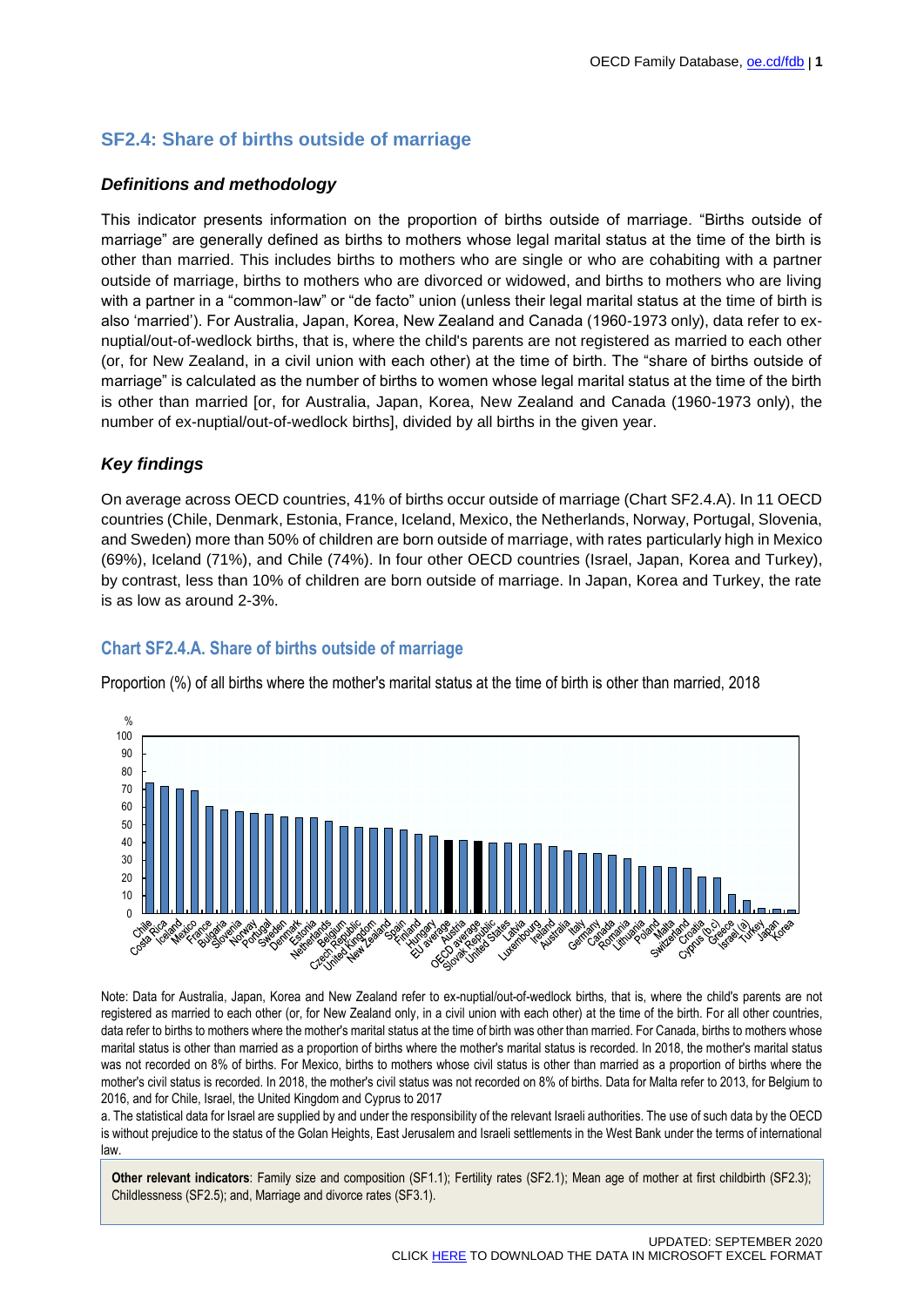## SF2.4: Share of births outside of marriage

### *Definitions and methodology*

This indicator presents information on the proportion of births outside of marriage. "Births outside of marriage" are generally defined as births to mothers whose legal marital status at the time of the birth is other than married. This includes births to mothers who are single or who are cohabiting with a partner outside of marriage, births to mothers who are divorced or widowed, and births to mothers who are living with a partner in a "common-law" or "de facto" union (unless their legal marital status at the time of birth is also 'married'). For Australia, Japan, Korea, New Zealand and Canada (1960-1973 only), data refer to ex-nuptial/out-of-wedlock births, that is, where the child's parents are not registered as married to each other (or, for New Zealand, in a civil union with each other) at the time of birth. The "share of births outside of marriage" is calculated as the number of births to women whose legal marital status at the time of the birth is other than married [or, for Australia, Japan, Korea, New Zealand and Canada (1960-1973 only), the number of ex-nuptial/out-of-wedlock births], divided by all births in the given year.

### *Key findings*

On average across OECD countries, 41% of births occur outside of marriage (Chart SF2.4.A). In 11 OECD countries (Chile, Denmark, Estonia, France, Iceland, Mexico, the Netherlands, Norway, Portugal, Slovenia, and Sweden) more than 50% of children are born outside of marriage, with rates particularly high in Mexico (69%), Iceland (71%), and Chile (74%). In four other OECD countries (Israel, Japan, Korea and Turkey), by contrast, less than 10% of children are born outside of marriage. In Japan, Korea and Turkey, the rate is as low as around 2-3%.

### Chart SF2.4.A. Share of births outside of marriage

Proportion (%) of all births where the mother's marital status at the time of birth is other than married, 2018

Note: Data for Australia, Japan, Korea and New Zealand refer to ex-nuptial/out-of-wedlock births, that is, where the child's parents are not registered as married to each other (or, for New Zealand only, in a civil union with each other) at the time of the birth. For all other countries, data refer to births to mothers where the mother's marital status at the time of birth was other than married. For Canada, births to mothers whose marital status is other than married as a proportion of births where the mother's marital status is recorded. In 2018, the mother's marital status was not recorded on 8% of births. For Mexico, births to mothers whose civil status is other than married as a proportion of births where the mother's civil status is recorded. In 2018, the mother's civil status was not recorded on 8% of births. Data for Malta refer to 2013, for Belgium to 2016, and for Chile, Israel, the United Kingdom and Cyprus to 2017

a. The statistical data for Israel are supplied by and under the responsibility of the relevant Israeli authorities. The use of such data by the OECD is without prejudice to the status of the Golan Heights, East Jerusalem and Israeli settlements in the West Bank under the terms of international law.

**Other relevant indicators**: Family size and composition (SF1.1); Fertility rates (SF2.1); Mean age of mother at first childbirth (SF2.3); Childlessness (SF2.5); and, Marriage and divorce rates (SF3.1).

UPDATED: SEPTEMBER 2020

CLICK HERE TO DOWNLOAD THE DATA IN MICROSOFT EXCEL FORMAT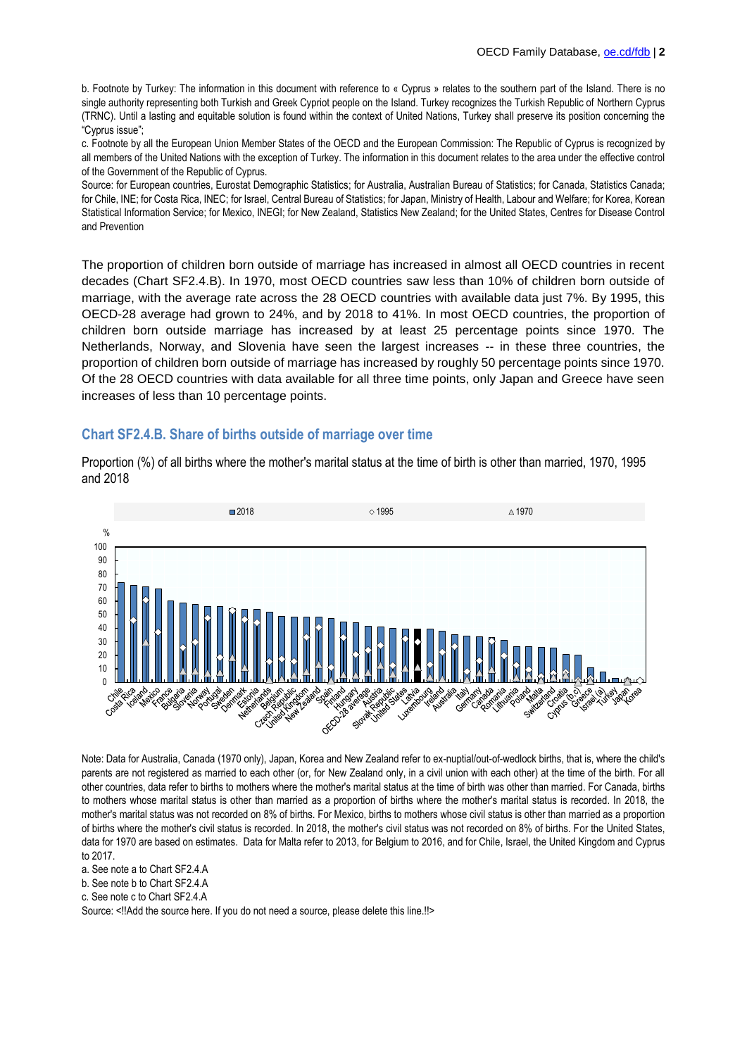b. Footnote by Turkey: The information in this document with reference to « Cyprus » relates to the southern part of the Island. There is no single authority representing both Turkish and Greek Cypriot people on the Island. Turkey recognizes the Turkish Republic of Northern Cyprus (TRNC). Until a lasting and equitable solution is found within the context of United Nations, Turkey shall preserve its position concerning the "Cyprus issue";

c. Footnote by all the European Union Member States of the OECD and the European Commission: The Republic of Cyprus is recognized by all members of the United Nations with the exception of Turkey. The information in this document relates to the area under the effective control of the Government of the Republic of Cyprus.

Source: for European countries, Eurostat Demographic Statistics; for Australia, Australian Bureau of Statistics; for Canada, Statistics Canada; for Chile, INE; for Costa Rica, INEC; for Israel, Central Bureau of Statistics; for Japan, Ministry of Health, Labour and Welfare; for Korea, Korean Statistical Information Service; for Mexico, INEGI; for New Zealand, Statistics New Zealand; for the United States, Centres for Disease Control and Prevention

The proportion of children born outside of marriage has increased in almost all OECD countries in recent decades (Chart SF2.4.B). In 1970, most OECD countries saw less than 10% of children born outside of marriage, with the average rate across the 28 OECD countries with available data just 7%. By 1995, this OECD-28 average had grown to 24%, and by 2018 to 41%. In most OECD countries, the proportion of children born outside marriage has increased by at least 25 percentage points since 1970. The Netherlands, Norway, and Slovenia have seen the largest increases -- in these three countries, the proportion of children born outside of marriage has increased by roughly 50 percentage points since 1970. Of the 28 OECD countries with data available for all three time points, only Japan and Greece have seen increases of less than 10 percentage points.

## Chart SF2.4.B. Share of births outside of marriage over time

Proportion (%) of all births where the mother's marital status at the time of birth is other than married, 1970, 1995 and 2018

Note: Data for Australia, Canada (1970 only), Japan, Korea and New Zealand refer to ex-nuptial/out-of-wedlock births, that is, where the child's parents are not registered as married to each other (or, for New Zealand only, in a civil union with each other) at the time of the birth. For all other countries, data refer to births to mothers where the mother's marital status at the time of birth was other than married. For Canada, births to mothers whose marital status is other than married as a proportion of births where the mother's marital status is recorded. In 2018, the mother's marital status was not recorded on 8% of births. For Mexico, births to mothers whose civil status is other than married as a proportion of births where the mother's civil status is recorded. In 2018, the mother's civil status was not recorded on 8% of births. For the United States, data for 1970 are based on estimates. Data for Malta refer to 2013, for Belgium to 2016, and for Chile, Israel, the United Kingdom and Cyprus to 2017.

a. See note a to Chart SF2.4.A

b. See note b to Chart SF2.4.A

c. See note c to Chart SF2.4.A

Source: <!!Add the source here. If you do not need a source, please delete this line.!!>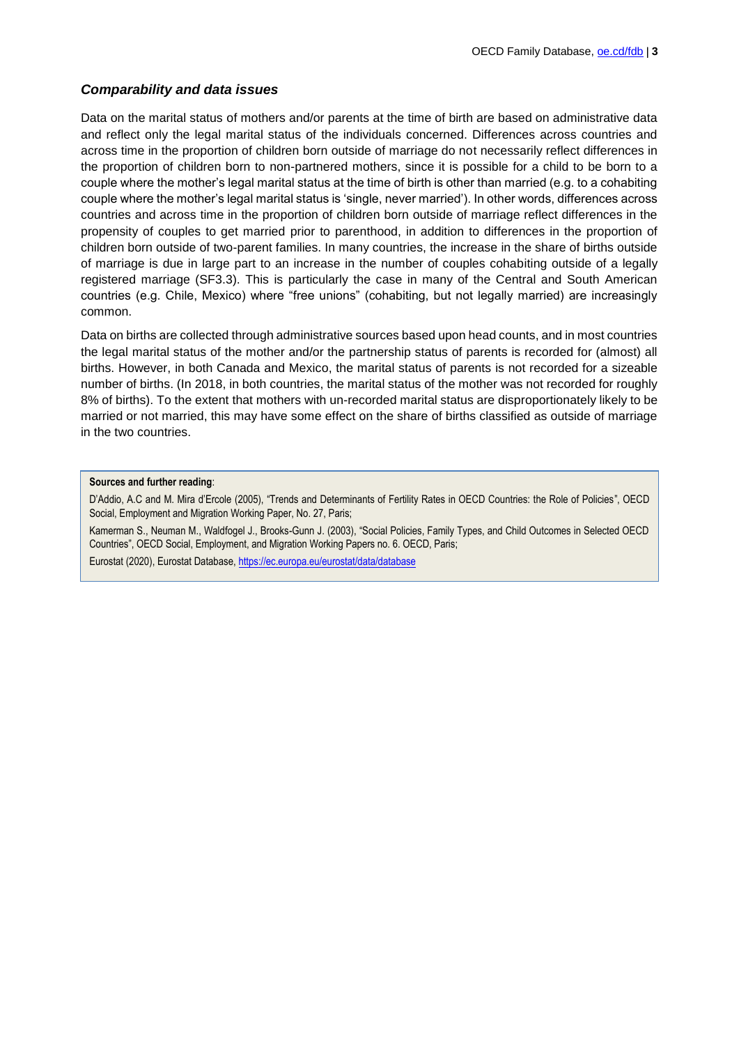### *Comparability and data issues*

Data on the marital status of mothers and/or parents at the time of birth are based on administrative data and reflect only the legal marital status of the individuals concerned. Differences across countries and across time in the proportion of children born outside of marriage do not necessarily reflect differences in the proportion of children born to non-partnered mothers, since it is possible for a child to be born to a couple where the mother's legal marital status at the time of birth is other than married (e.g. to a cohabiting couple where the mother's legal marital status is 'single, never married'). In other words, differences across countries and across time in the proportion of children born outside of marriage reflect differences in the propensity of couples to get married prior to parenthood, in addition to differences in the proportion of children born outside of two-parent families. In many countries, the increase in the share of births outside of marriage is due in large part to an increase in the number of couples cohabiting outside of a legally registered marriage (SF3.3). This is particularly the case in many of the Central and South American countries (e.g. Chile, Mexico) where "free unions" (cohabiting, but not legally married) are increasingly common.

Data on births are collected through administrative sources based upon head counts, and in most countries the legal marital status of the mother and/or the partnership status of parents is recorded for (almost) all births. However, in both Canada and Mexico, the marital status of parents is not recorded for a sizeable number of births. (In 2018, in both countries, the marital status of the mother was not recorded for roughly 8% of births). To the extent that mothers with un-recorded marital status are disproportionately likely to be married or not married, this may have some effect on the share of births classified as outside of marriage in the two countries.

**Sources and further reading**:

D'Addio, A.C and M. Mira d'Ercole (2005), "Trends and Determinants of Fertility Rates in OECD Countries: the Role of Policies", OECD Social, Employment and Migration Working Paper, No. 27, Paris;

Kamerman S., Neuman M., Waldfogel J., Brooks-Gunn J. (2003), "Social Policies, Family Types, and Child Outcomes in Selected OECD Countries", OECD Social, Employment, and Migration Working Papers no. 6. OECD, Paris;

Eurostat (2020), Eurostat Database, https://ec.europa.eu/eurostat/data/database